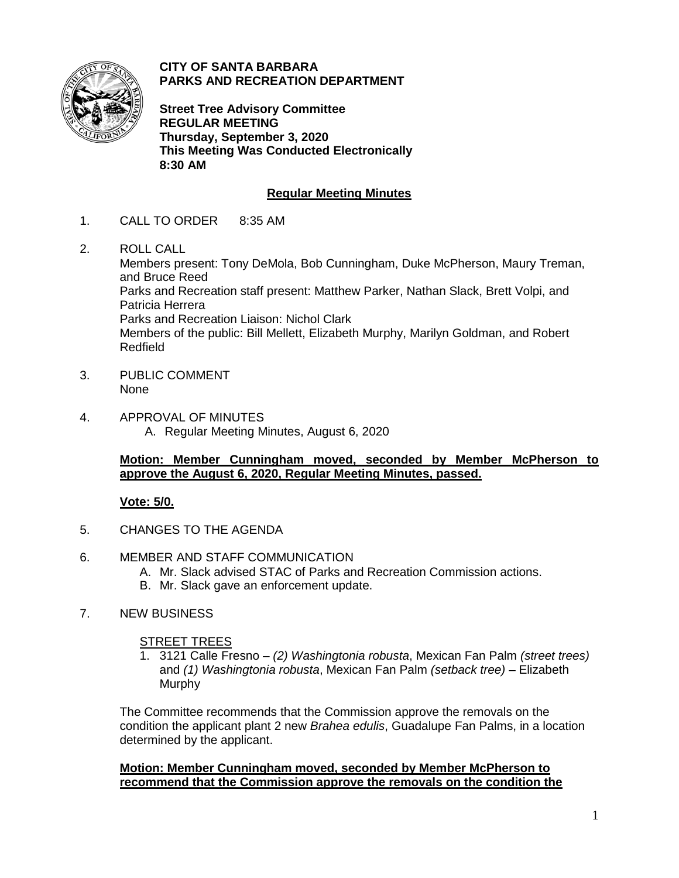**CITY OF SANTA BARBARA**
**PARKS AND RECREATION DEPARTMENT**

**Street Tree Advisory Committee**
**REGULAR MEETING**
**Thursday, September 3, 2020**
**This Meeting Was Conducted Electronically**
**8:30 AM**

## Regular Meeting Minutes

1. CALL TO ORDER 8:35 AM

2. ROLL CALL
   Members present: Tony DeMola, Bob Cunningham, Duke McPherson, Maury Treman, and Bruce Reed
   Parks and Recreation staff present: Matthew Parker, Nathan Slack, Brett Volpi, and Patricia Herrera
   Parks and Recreation Liaison: Nichol Clark
   Members of the public: Bill Mellett, Elizabeth Murphy, Marilyn Goldman, and Robert Redfield

3. PUBLIC COMMENT
   None

4. APPROVAL OF MINUTES
   A. Regular Meeting Minutes, August 6, 2020

   **Motion: Member Cunningham moved, seconded by Member McPherson to approve the August 6, 2020, Regular Meeting Minutes, passed.**

   **Vote: 5/0.**

5. CHANGES TO THE AGENDA

6. MEMBER AND STAFF COMMUNICATION
   A. Mr. Slack advised STAC of Parks and Recreation Commission actions.
   B. Mr. Slack gave an enforcement update.

7. NEW BUSINESS

   STREET TREES
   1. 3121 Calle Fresno – *(2) Washingtonia robusta*, Mexican Fan Palm *(street trees)* and *(1) Washingtonia robusta*, Mexican Fan Palm *(setback tree)* – Elizabeth Murphy

   The Committee recommends that the Commission approve the removals on the condition the applicant plant 2 new *Brahea edulis*, Guadalupe Fan Palms, in a location determined by the applicant.

   **Motion: Member Cunningham moved, seconded by Member McPherson to recommend that the Commission approve the removals on the condition the**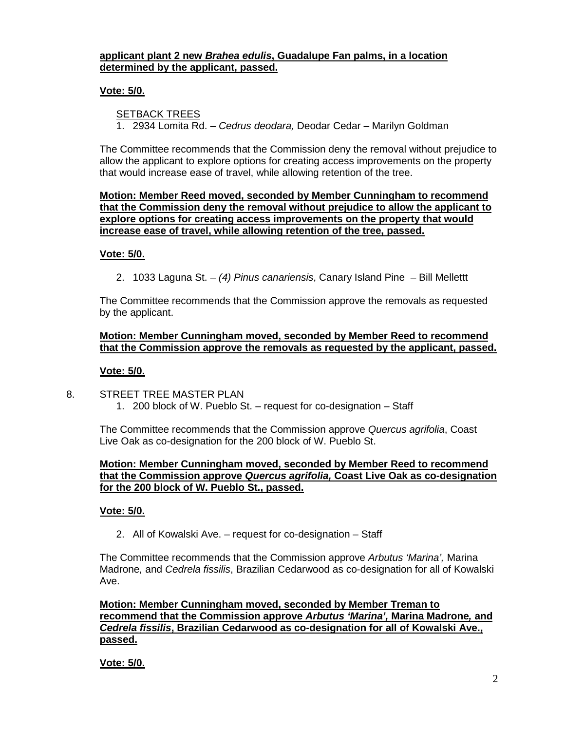**applicant plant 2 new *Brahea edulis*, Guadalupe Fan palms, in a location determined by the applicant, passed.**

**Vote: 5/0.**

SETBACK TREES

1. 2934 Lomita Rd. – *Cedrus deodara,* Deodar Cedar – Marilyn Goldman

The Committee recommends that the Commission deny the removal without prejudice to allow the applicant to explore options for creating access improvements on the property that would increase ease of travel, while allowing retention of the tree.

**Motion: Member Reed moved, seconded by Member Cunningham to recommend that the Commission deny the removal without prejudice to allow the applicant to explore options for creating access improvements on the property that would increase ease of travel, while allowing retention of the tree, passed.**

**Vote: 5/0.**

2. 1033 Laguna St. – *(4) Pinus canariensis*, Canary Island Pine – Bill Mellettt

The Committee recommends that the Commission approve the removals as requested by the applicant.

**Motion: Member Cunningham moved, seconded by Member Reed to recommend that the Commission approve the removals as requested by the applicant, passed.**

**Vote: 5/0.**

8. STREET TREE MASTER PLAN

1. 200 block of W. Pueblo St. – request for co-designation – Staff

The Committee recommends that the Commission approve *Quercus agrifolia*, Coast Live Oak as co-designation for the 200 block of W. Pueblo St.

**Motion: Member Cunningham moved, seconded by Member Reed to recommend that the Commission approve *Quercus agrifolia,* Coast Live Oak as co-designation for the 200 block of W. Pueblo St., passed.**

**Vote: 5/0.**

2. All of Kowalski Ave. – request for co-designation – Staff

The Committee recommends that the Commission approve *Arbutus 'Marina',* Marina Madrone*,* and *Cedrela fissilis*, Brazilian Cedarwood as co-designation for all of Kowalski Ave.

**Motion: Member Cunningham moved, seconded by Member Treman to recommend that the Commission approve *Arbutus 'Marina',* Marina Madrone*,* and *Cedrela fissilis*, Brazilian Cedarwood as co-designation for all of Kowalski Ave., passed.**

**Vote: 5/0.**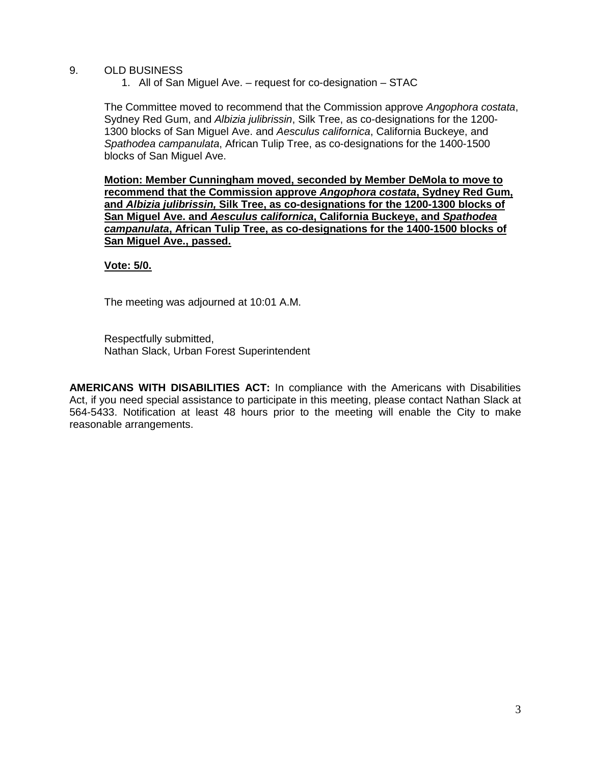9. OLD BUSINESS
   1. All of San Miguel Ave. – request for co-designation – STAC

The Committee moved to recommend that the Commission approve *Angophora costata*, Sydney Red Gum, and *Albizia julibrissin*, Silk Tree, as co-designations for the 1200-1300 blocks of San Miguel Ave. and *Aesculus californica*, California Buckeye, and *Spathodea campanulata*, African Tulip Tree, as co-designations for the 1400-1500 blocks of San Miguel Ave.

**Motion: Member Cunningham moved, seconded by Member DeMola to move to recommend that the Commission approve *Angophora costata*, Sydney Red Gum, and *Albizia julibrissin,* Silk Tree, as co-designations for the 1200-1300 blocks of San Miguel Ave. and *Aesculus californica*, California Buckeye, and *Spathodea campanulata*, African Tulip Tree, as co-designations for the 1400-1500 blocks of San Miguel Ave., passed.**

**Vote: 5/0.**

The meeting was adjourned at 10:01 A.M.

Respectfully submitted,
Nathan Slack, Urban Forest Superintendent

**AMERICANS WITH DISABILITIES ACT:** In compliance with the Americans with Disabilities Act, if you need special assistance to participate in this meeting, please contact Nathan Slack at 564-5433. Notification at least 48 hours prior to the meeting will enable the City to make reasonable arrangements.